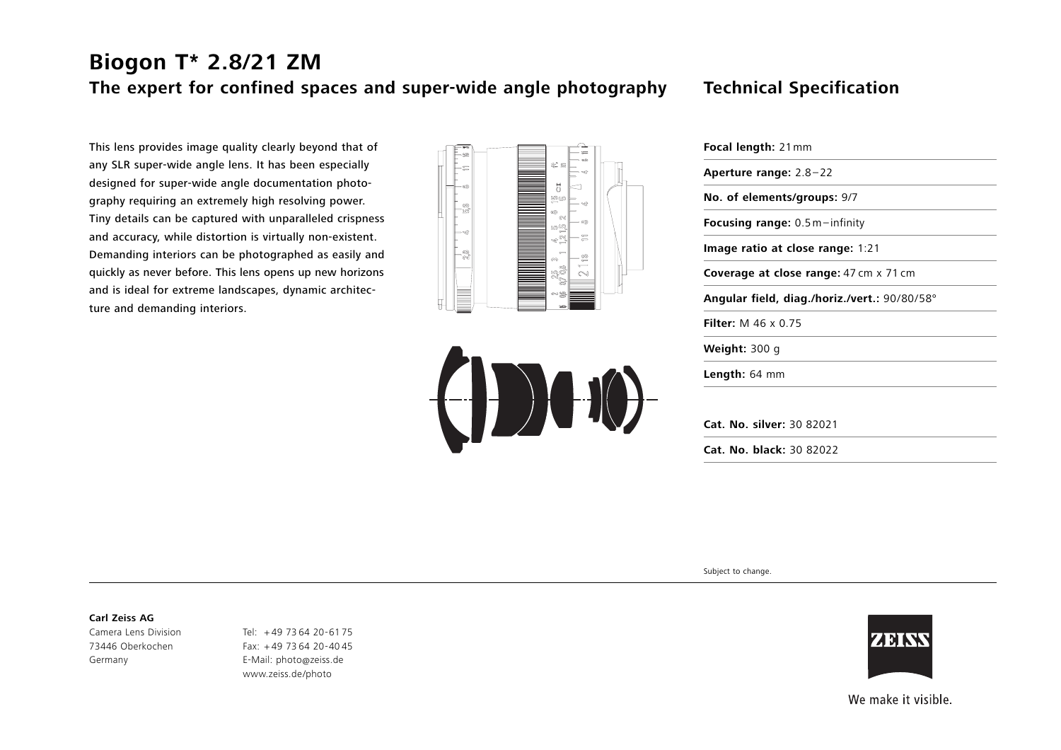# Biogon T* 2.8/21 ZM

## The expert for confined spaces and super-wide angle photography

This lens provides image quality clearly beyond that of any SLR super-wide angle lens. It has been especially designed for super-wide angle documentation photography requiring an extremely high resolving power. Tiny details can be captured with unparalleled crispness and accuracy, while distortion is virtually non-existent. Demanding interiors can be photographed as easily and quickly as never before. This lens opens up new horizons and is ideal for extreme landscapes, dynamic architecture and demanding interiors.

## Technical Specification

**Focal length:** 21 mm

**Aperture range:** 2.8 – 22

**No. of elements/groups:** 9/7

**Focusing range:** 0.5 m – infinity

**Image ratio at close range:** 1:21

**Coverage at close range:** 47 cm x 71 cm

**Angular field, diag./horiz./vert.:** 90/80/58°

**Filter:** M 46 x 0.75

**Weight:** 300 g

**Length:** 64 mm

**Cat. No. silver:** 30 82021

**Cat. No. black:** 30 82022

Subject to change.

**Carl Zeiss AG**
Camera Lens Division
73446 Oberkochen
Germany

Tel: +49 73 64 20-61 75
Fax: +49 73 64 20-40 45
E-Mail: photo@zeiss.de
www.zeiss.de/photo

We make it visible.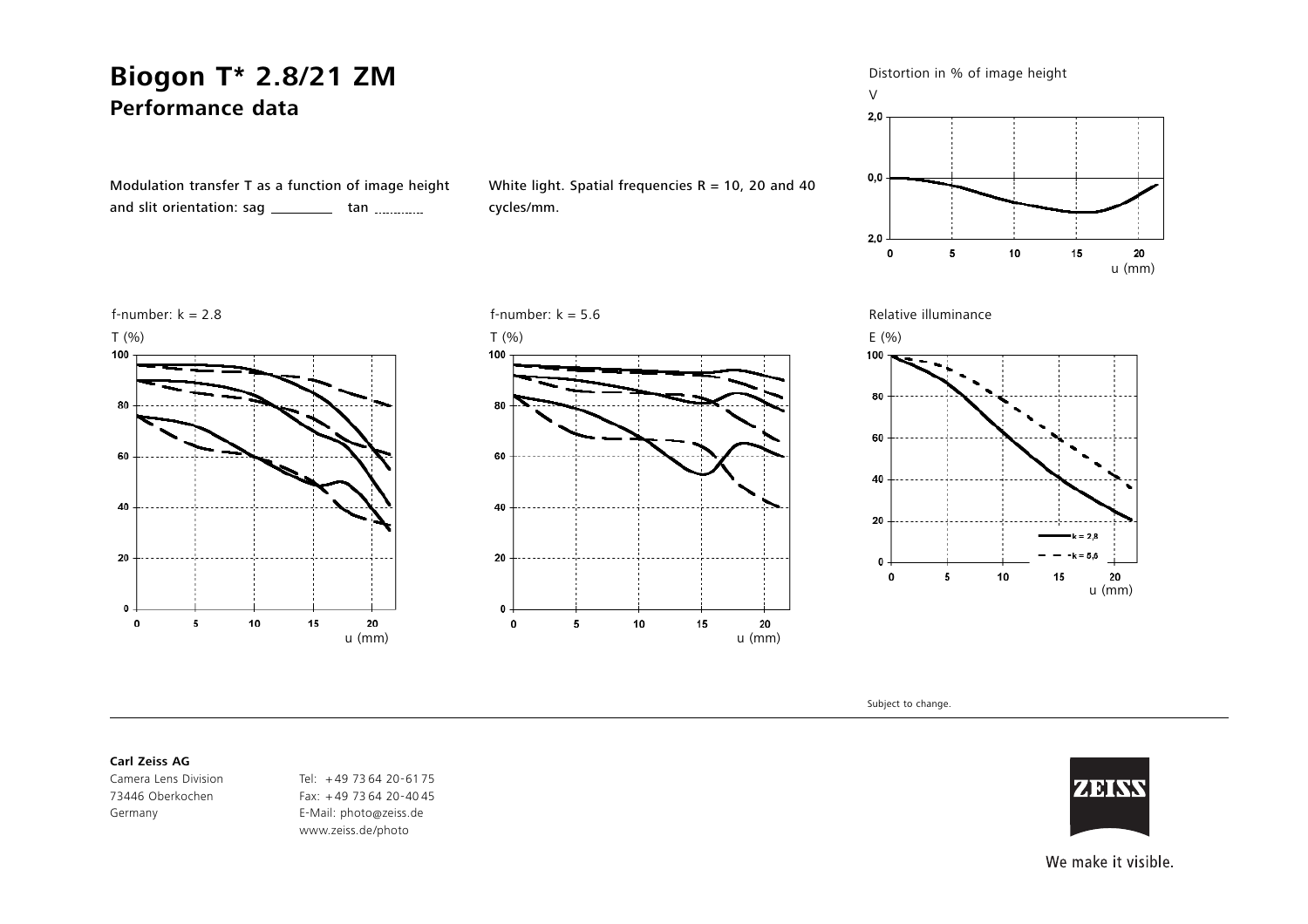# Biogon T* 2.8/21 ZM

## Performance data

Modulation transfer T as a function of image height and slit orientation: sag ________ tan ..........

White light. Spatial frequencies R = 10, 20 and 40 cycles/mm.

Distortion in % of image height

V

2,0

0,0

2,0

0 5 10 15 20

u (mm)

f-number: k = 2.8

T (%)

100

80

60

40

20

0

0 5 10 15 20

u (mm)

f-number: k = 5.6

T (%)

100

80

60

40

20

0

0 5 10 15 20

u (mm)

Relative illuminance

E (%)

100

80

60

40

20

0

0 5 10 15 20

u (mm)

k = 2,8

k = 5,6

Subject to change.

**Carl Zeiss AG**

Camera Lens Division
73446 Oberkochen
Germany

Tel: +49 73 64 20-61 75
Fax: +49 73 64 20-40 45
E-Mail: photo@zeiss.de
www.zeiss.de/photo

ZEISS

We make it visible.